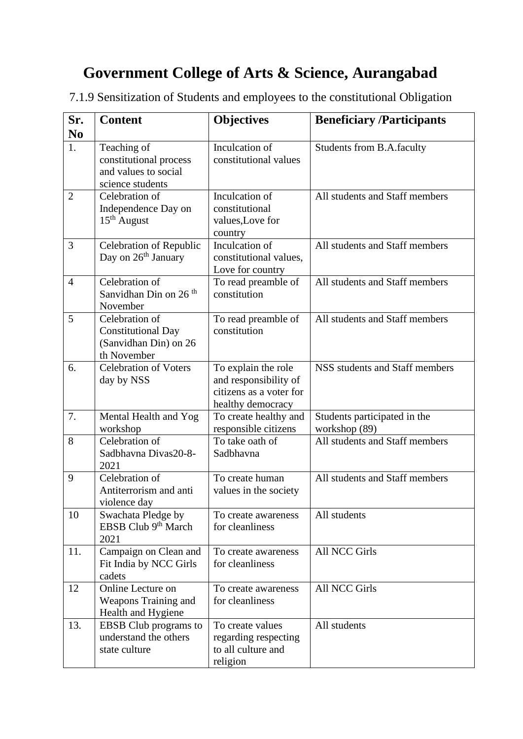# Government College of Arts & Science, Aurangabad

7.1.9 Sensitization of Students and employees to the constitutional Obligation

| Sr. No | Content | Objectives | Beneficiary /Participants |
|---|---|---|---|
| 1. | Teaching of constitutional process and values to social science students | Inculcation of constitutional values | Students from B.A.faculty |
| 2 | Celebration of Independence Day on 15th August | Inculcation of constitutional values,Love for country | All students and Staff members |
| 3 | Celebration of Republic Day on 26th January | Inculcation of constitutional values, Love for country | All students and Staff members |
| 4 | Celebration of Sanvidhan Din on 26 th November | To read preamble of constitution | All students and Staff members |
| 5 | Celebration of Constitutional Day (Sanvidhan Din) on 26 th November | To read preamble of constitution | All students and Staff members |
| 6. | Celebration of Voters day by NSS | To explain the role and responsibility of citizens as a voter for healthy democracy | NSS students and Staff members |
| 7. | Mental Health and Yog workshop | To create healthy and responsible citizens | Students participated in the workshop (89) |
| 8 | Celebration of Sadbhavna Divas20-8-2021 | To take oath of Sadbhavna | All students and Staff members |
| 9 | Celebration of Antiterrorism and anti violence day | To create human values in the society | All students and Staff members |
| 10 | Swachata Pledge by EBSB Club 9th March 2021 | To create awareness for cleanliness | All students |
| 11. | Campaign on Clean and Fit India by NCC Girls cadets | To create awareness for cleanliness | All NCC Girls |
| 12 | Online Lecture on Weapons Training and Health and Hygiene | To create awareness for cleanliness | All NCC Girls |
| 13. | EBSB Club programs to understand the others state culture | To create values regarding respecting to all culture and religion | All students |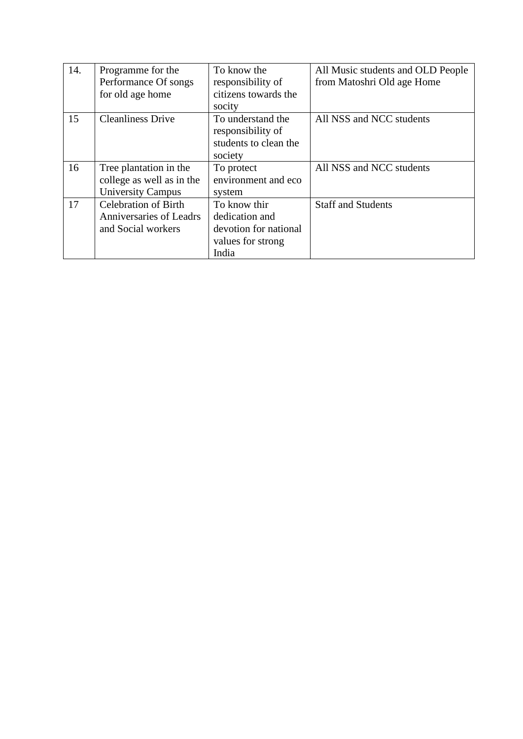| | | | |
|---|---|---|---|
| 14. | Programme for the Performance Of songs for old age home | To know the responsibility of citizens towards the socity | All Music students and OLD People from Matoshri Old age Home |
| 15 | Cleanliness Drive | To understand the responsibility of students to clean the society | All NSS and NCC students |
| 16 | Tree plantation in the college as well as in the University Campus | To protect environment and eco system | All NSS and NCC students |
| 17 | Celebration of Birth Anniversaries of Leadrs and Social workers | To know thir dedication and devotion for national values for strong India | Staff and Students |